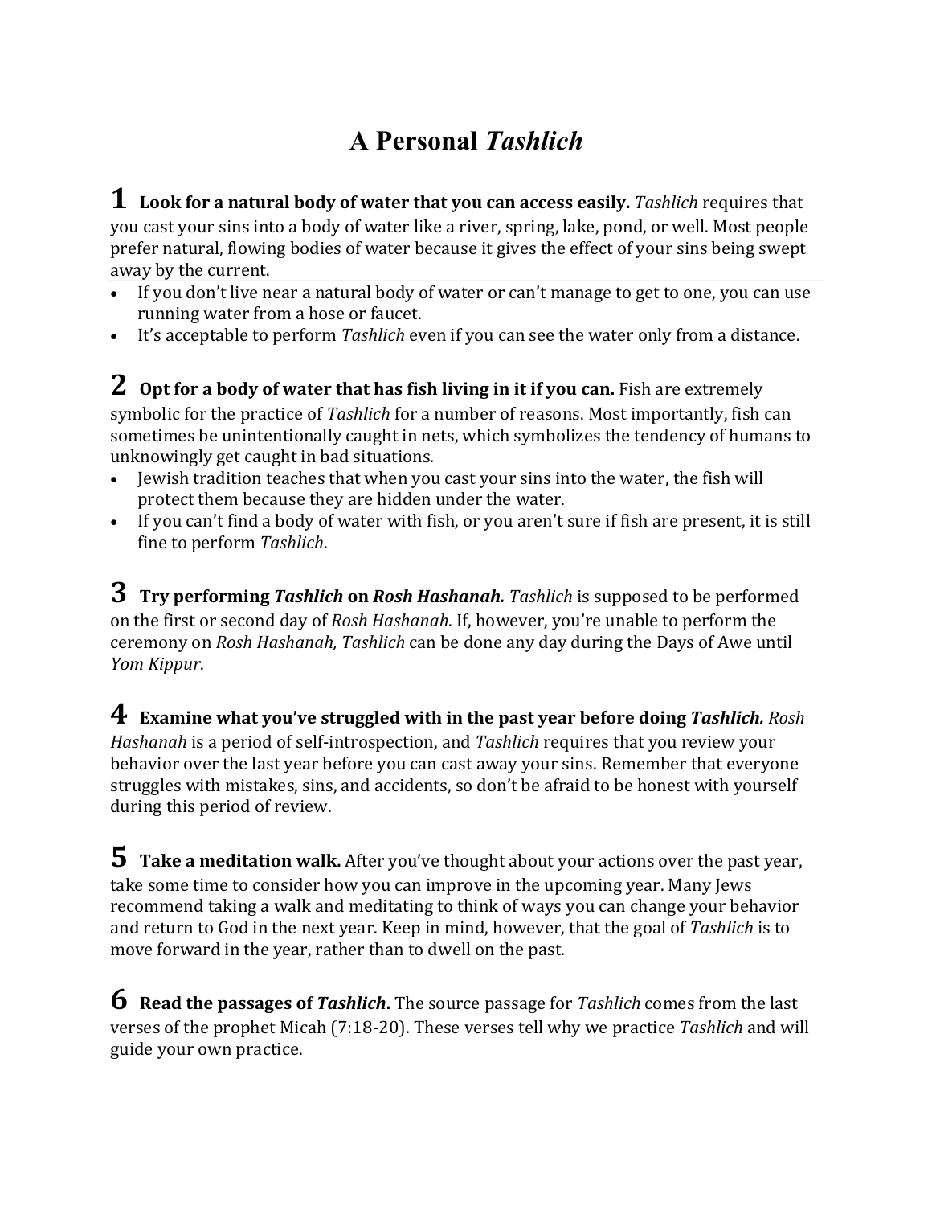# A Personal *Tashlich*

**1 Look for a natural body of water that you can access easily.** *Tashlich* requires that you cast your sins into a body of water like a river, spring, lake, pond, or well. Most people prefer natural, flowing bodies of water because it gives the effect of your sins being swept away by the current.

- If you don't live near a natural body of water or can't manage to get to one, you can use running water from a hose or faucet.
- It's acceptable to perform *Tashlich* even if you can see the water only from a distance.

**2 Opt for a body of water that has fish living in it if you can.** Fish are extremely symbolic for the practice of *Tashlich* for a number of reasons. Most importantly, fish can sometimes be unintentionally caught in nets, which symbolizes the tendency of humans to unknowingly get caught in bad situations.

- Jewish tradition teaches that when you cast your sins into the water, the fish will protect them because they are hidden under the water.
- If you can't find a body of water with fish, or you aren't sure if fish are present, it is still fine to perform *Tashlich*.

**3 Try performing *Tashlich* on *Rosh Hashanah.*** *Tashlich* is supposed to be performed on the first or second day of *Rosh Hashanah*. If, however, you're unable to perform the ceremony on *Rosh Hashanah, Tashlich* can be done any day during the Days of Awe until *Yom Kippur*.

**4 Examine what you've struggled with in the past year before doing *Tashlich.*** *Rosh Hashanah* is a period of self-introspection, and *Tashlich* requires that you review your behavior over the last year before you can cast away your sins. Remember that everyone struggles with mistakes, sins, and accidents, so don't be afraid to be honest with yourself during this period of review.

**5 Take a meditation walk.** After you've thought about your actions over the past year, take some time to consider how you can improve in the upcoming year. Many Jews recommend taking a walk and meditating to think of ways you can change your behavior and return to God in the next year. Keep in mind, however, that the goal of *Tashlich* is to move forward in the year, rather than to dwell on the past.

**6 Read the passages of *Tashlich*.** The source passage for *Tashlich* comes from the last verses of the prophet Micah (7:18-20). These verses tell why we practice *Tashlich* and will guide your own practice.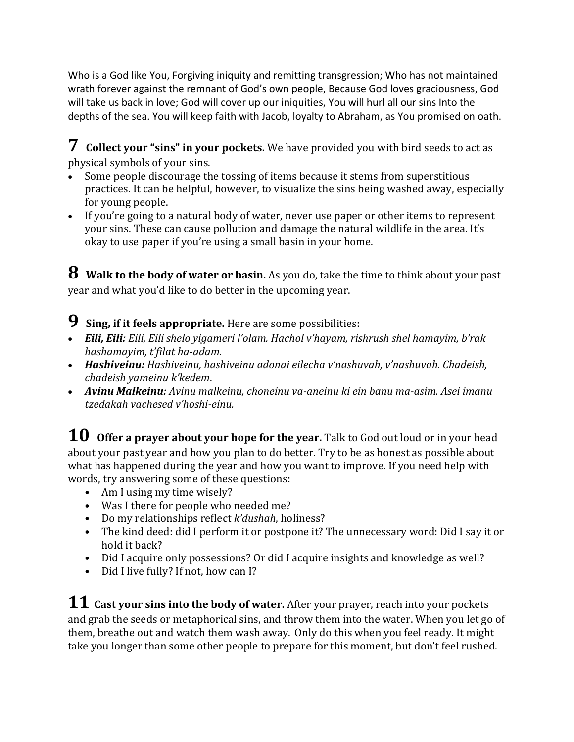Who is a God like You, Forgiving iniquity and remitting transgression; Who has not maintained wrath forever against the remnant of God's own people, Because God loves graciousness, God will take us back in love; God will cover up our iniquities, You will hurl all our sins Into the depths of the sea. You will keep faith with Jacob, loyalty to Abraham, as You promised on oath.

**7 Collect your "sins" in your pockets.** We have provided you with bird seeds to act as physical symbols of your sins.

- Some people discourage the tossing of items because it stems from superstitious practices. It can be helpful, however, to visualize the sins being washed away, especially for young people.
- If you're going to a natural body of water, never use paper or other items to represent your sins. These can cause pollution and damage the natural wildlife in the area. It's okay to use paper if you're using a small basin in your home.

**8 Walk to the body of water or basin.** As you do, take the time to think about your past year and what you'd like to do better in the upcoming year.

**9 Sing, if it feels appropriate.** Here are some possibilities:

- ***Eili, Eili:*** *Eili, Eili shelo yigameri l'olam. Hachol v'hayam, rishrush shel hamayim, b'rak hashamayim, t'filat ha-adam.*
- ***Hashiveinu:*** *Hashiveinu, hashiveinu adonai eilecha v'nashuvah, v'nashuvah. Chadeish, chadeish yameinu k'kedem*.
- ***Avinu Malkeinu:*** *Avinu malkeinu, choneinu va-aneinu ki ein banu ma-asim. Asei imanu tzedakah vachesed v'hoshi-einu.*

**10 Offer a prayer about your hope for the year.** Talk to God out loud or in your head about your past year and how you plan to do better. Try to be as honest as possible about what has happened during the year and how you want to improve. If you need help with words, try answering some of these questions:

- Am I using my time wisely?
- Was I there for people who needed me?
- Do my relationships reflect *k'dushah*, holiness?
- The kind deed: did I perform it or postpone it? The unnecessary word: Did I say it or hold it back?
- Did I acquire only possessions? Or did I acquire insights and knowledge as well?
- Did I live fully? If not, how can I?

**11 Cast your sins into the body of water.** After your prayer, reach into your pockets and grab the seeds or metaphorical sins, and throw them into the water. When you let go of them, breathe out and watch them wash away. Only do this when you feel ready. It might take you longer than some other people to prepare for this moment, but don't feel rushed.